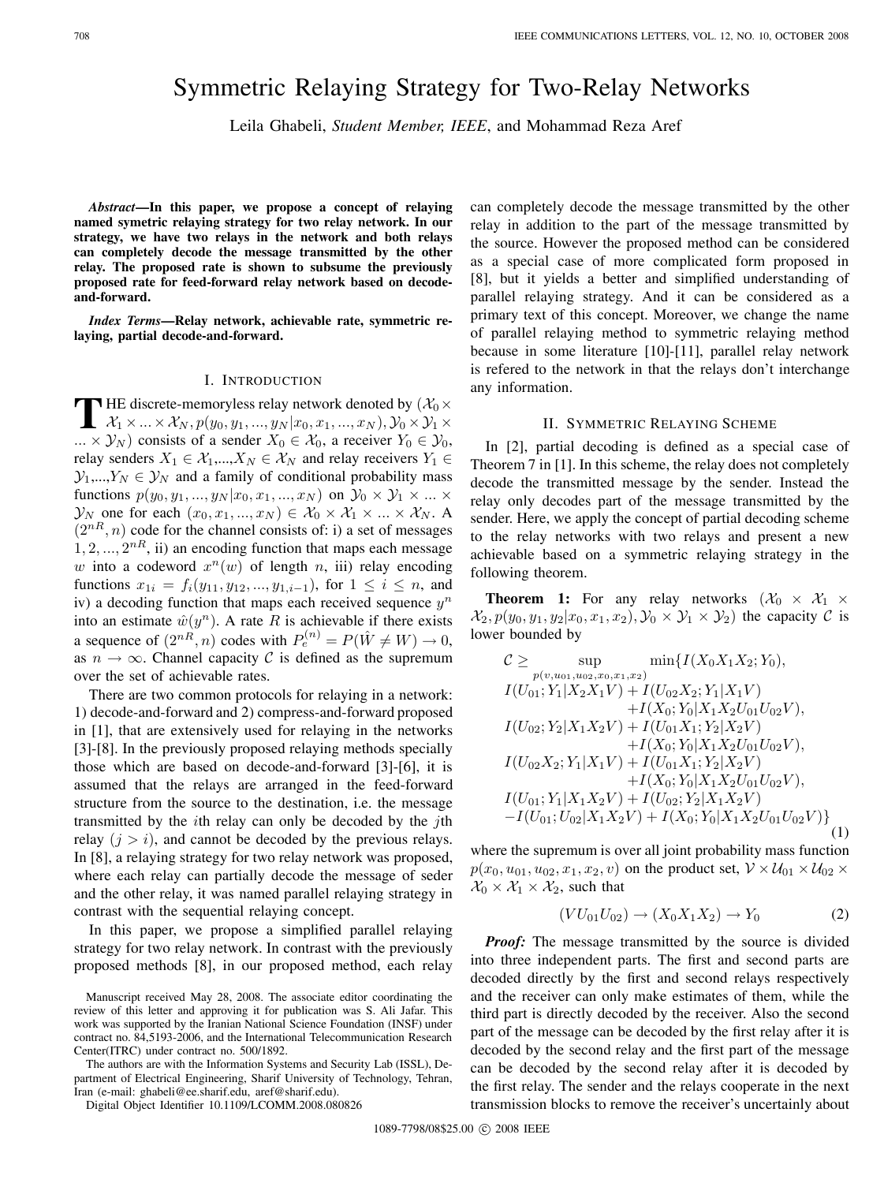# Symmetric Relaying Strategy for Two-Relay Networks

Leila Ghabeli, *Student Member, IEEE*, and Mohammad Reza Aref

***Abstract*—In this paper, we propose a concept of relaying named symetric relaying strategy for two relay network. In our strategy, we have two relays in the network and both relays can completely decode the message transmitted by the other relay. The proposed rate is shown to subsume the previously proposed rate for feed-forward relay network based on decode-and-forward.**

***Index Terms*—Relay network, achievable rate, symmetric relaying, partial decode-and-forward.**

## I. Introduction

The discrete-memoryless relay network denoted by $(\mathcal{X}_0 \times \mathcal{X}_1 \times ... \times \mathcal{X}_N, p(y_0, y_1, ..., y_N|x_0, x_1, ..., x_N), \mathcal{Y}_0 \times \mathcal{Y}_1 \times ... \times \mathcal{Y}_N)$ consists of a sender $X_0 \in \mathcal{X}_0$, a receiver $Y_0 \in \mathcal{Y}_0$, relay senders $X_1 \in \mathcal{X}_1$,...,$X_N \in \mathcal{X}_N$ and relay receivers $Y_1 \in \mathcal{Y}_1$,...,$Y_N \in \mathcal{Y}_N$ and a family of conditional probability mass functions $p(y_0, y_1, ..., y_N|x_0, x_1, ..., x_N)$ on $\mathcal{Y}_0 \times \mathcal{Y}_1 \times ... \times \mathcal{Y}_N$ one for each $(x_0, x_1, ..., x_N) \in \mathcal{X}_0 \times \mathcal{X}_1 \times ... \times \mathcal{X}_N$. A $(2^{nR}, n)$ code for the channel consists of: i) a set of messages $1, 2, ..., 2^{nR}$, ii) an encoding function that maps each message $w$ into a codeword $x^n(w)$ of length $n$, iii) relay encoding functions $x_{1i} = f_i(y_{11}, y_{12}, ..., y_{1,i-1})$, for $1 \leq i \leq n$, and iv) a decoding function that maps each received sequence $y^n$ into an estimate $\hat{w}(y^n)$. A rate $R$ is achievable if there exists a sequence of $(2^{nR}, n)$ codes with $P_e^{(n)} = P(\hat{W} \neq W) \to 0$, as $n \to \infty$. Channel capacity $\mathcal{C}$ is defined as the supremum over the set of achievable rates.

There are two common protocols for relaying in a network: 1) decode-and-forward and 2) compress-and-forward proposed in [1], that are extensively used for relaying in the networks [3]-[8]. In the previously proposed relaying methods specially those which are based on decode-and-forward [3]-[6], it is assumed that the relays are arranged in the feed-forward structure from the source to the destination, i.e. the message transmitted by the $i$th relay can only be decoded by the $j$th relay ($j > i$), and cannot be decoded by the previous relays. In [8], a relaying strategy for two relay network was proposed, where each relay can partially decode the message of seder and the other relay, it was named parallel relaying strategy in contrast with the sequential relaying concept.

In this paper, we propose a simplified parallel relaying strategy for two relay network. In contrast with the previously proposed methods [8], in our proposed method, each relay can completely decode the message transmitted by the other relay in addition to the part of the message transmitted by the source. However the proposed method can be considered as a special case of more complicated form proposed in [8], but it yields a better and simplified understanding of parallel relaying strategy. And it can be considered as a primary text of this concept. Moreover, we change the name of parallel relaying method to symmetric relaying method because in some literature [10]-[11], parallel relay network is refered to the network in that the relays don't interchange any information.

Manuscript received May 28, 2008. The associate editor coordinating the review of this letter and approving it for publication was S. Ali Jafar. This work was supported by the Iranian National Science Foundation (INSF) under contract no. 84,5193-2006, and the International Telecommunication Research Center(ITRC) under contract no. 500/1892.

The authors are with the Information Systems and Security Lab (ISSL), Department of Electrical Engineering, Sharif University of Technology, Tehran, Iran (e-mail: ghabeli@ee.sharif.edu, aref@sharif.edu).

Digital Object Identifier 10.1109/LCOMM.2008.080826

## II. Symmetric Relaying Scheme

In [2], partial decoding is defined as a special case of Theorem 7 in [1]. In this scheme, the relay does not completely decode the transmitted message by the sender. Instead the relay only decodes part of the message transmitted by the sender. Here, we apply the concept of partial decoding scheme to the relay networks with two relays and present a new achievable based on a symmetric relaying strategy in the following theorem.

**Theorem 1:** For any relay networks $(\mathcal{X}_0 \times \mathcal{X}_1 \times \mathcal{X}_2, p(y_0, y_1, y_2|x_0, x_1, x_2), \mathcal{Y}_0 \times \mathcal{Y}_1 \times \mathcal{Y}_2)$ the capacity $\mathcal{C}$ is lower bounded by

$$
\begin{aligned}
\mathcal{C} \geq \sup_{p(v,u_{01},u_{02},x_0,x_1,x_2)} \min\{ & I(X_0X_1X_2;Y_0), \\
& I(U_{01};Y_1|X_2X_1V) + I(U_{02}X_2;Y_1|X_1V) \\
& \quad + I(X_0;Y_0|X_1X_2U_{01}U_{02}V), \\
& I(U_{02};Y_2|X_1X_2V) + I(U_{01}X_1;Y_2|X_2V) \\
& \quad + I(X_0;Y_0|X_1X_2U_{01}U_{02}V), \\
& I(U_{02}X_2;Y_1|X_1V) + I(U_{01}X_1;Y_2|X_2V) \\
& \quad + I(X_0;Y_0|X_1X_2U_{01}U_{02}V), \\
& I(U_{01};Y_1|X_1X_2V) + I(U_{02};Y_2|X_1X_2V) \\
& -I(U_{01};U_{02}|X_1X_2V) + I(X_0;Y_0|X_1X_2U_{01}U_{02}V)\}
\end{aligned} \tag{1}
$$

where the supremum is over all joint probability mass function $p(x_0, u_{01}, u_{02}, x_1, x_2, v)$ on the product set, $\mathcal{V} \times \mathcal{U}_{01} \times \mathcal{U}_{02} \times \mathcal{X}_0 \times \mathcal{X}_1 \times \mathcal{X}_2$, such that

$$(VU_{01}U_{02}) \to (X_0X_1X_2) \to Y_0 \tag{2}$$

***Proof:*** The message transmitted by the source is divided into three independent parts. The first and second parts are decoded directly by the first and second relays respectively and the receiver can only make estimates of them, while the third part is directly decoded by the receiver. Also the second part of the message can be decoded by the first relay after it is decoded by the second relay and the first part of the message can be decoded by the second relay after it is decoded by the first relay. The sender and the relays cooperate in the next transmission blocks to remove the receiver's uncertainly about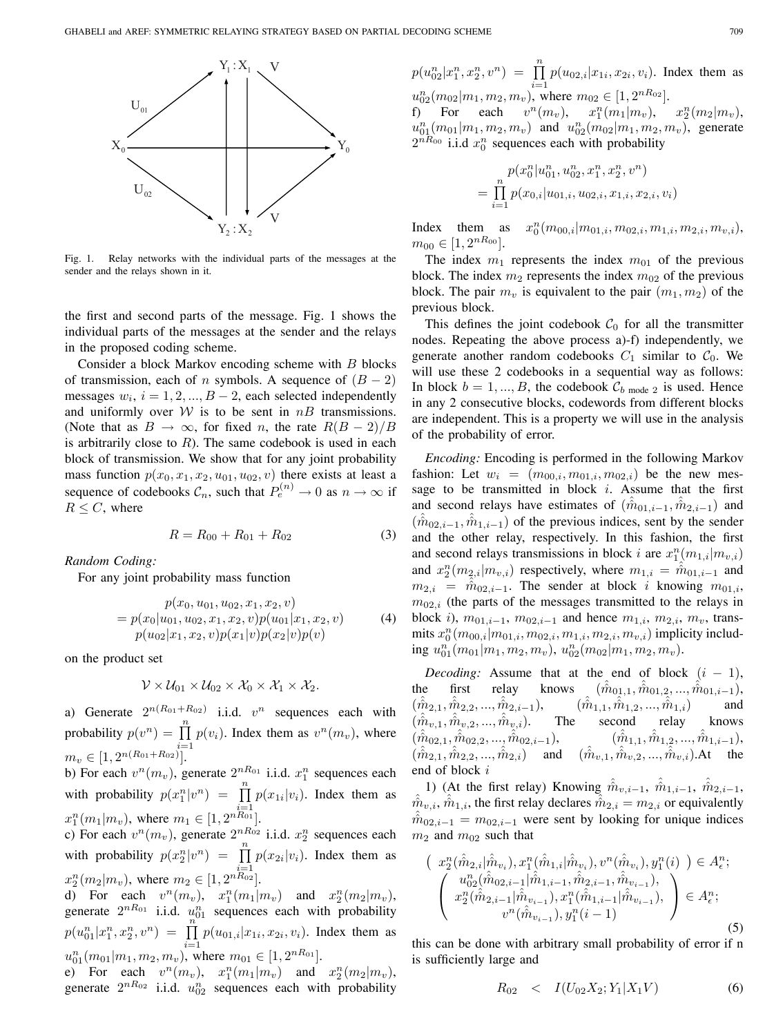Fig. 1. Relay networks with the individual parts of the messages at the sender and the relays shown in it.

the first and second parts of the message. Fig. 1 shows the individual parts of the messages at the sender and the relays in the proposed coding scheme.

Consider a block Markov encoding scheme with $B$ blocks of transmission, each of $n$ symbols. A sequence of $(B-2)$ messages $w_i$, $i = 1, 2, ..., B-2$, each selected independently and uniformly over $\mathcal{W}$ is to be sent in $nB$ transmissions. (Note that as $B \to \infty$, for fixed $n$, the rate $R(B-2)/B$ is arbitrarily close to $R$). The same codebook is used in each block of transmission. We show that for any joint probability mass function $p(x_0, x_1, x_2, u_{01}, u_{02}, v)$ there exists at least a sequence of codebooks $\mathcal{C}_n$, such that $P_e^{(n)} \to 0$ as $n \to \infty$ if $R \leq C$, where

$$R = R_{00} + R_{01} + R_{02} \tag{3}$$

*Random Coding:*

For any joint probability mass function

$$\begin{aligned} &p(x_0, u_{01}, u_{02}, x_1, x_2, v) \\ &= p(x_0|u_{01}, u_{02}, x_1, x_2, v)p(u_{01}|x_1, x_2, v) \\ &\quad p(u_{02}|x_1, x_2, v)p(x_1|v)p(x_2|v)p(v) \end{aligned} \tag{4}$$

on the product set

$$\mathcal{V} \times \mathcal{U}_{01} \times \mathcal{U}_{02} \times \mathcal{X}_0 \times \mathcal{X}_1 \times \mathcal{X}_2.$$

a) Generate $2^{n(R_{01}+R_{02})}$ i.i.d. $v^n$ sequences each with probability $p(v^n) = \prod_{i=1}^{n} p(v_i)$. Index them as $v^n(m_v)$, where $m_v \in [1, 2^{n(R_{01}+R_{02})}]$.

b) For each $v^n(m_v)$, generate $2^{nR_{01}}$ i.i.d. $x_1^n$ sequences each with probability $p(x_1^n|v^n) = \prod_{i=1}^{n} p(x_{1i}|v_i)$. Index them as $x_1^n(m_1|m_v)$, where $m_1 \in [1, 2^{nR_{01}}]$.

c) For each $v^n(m_v)$, generate $2^{nR_{02}}$ i.i.d. $x_2^n$ sequences each with probability $p(x_2^n|v^n) = \prod_{i=1}^{n} p(x_{2i}|v_i)$. Index them as $x_2^n(m_2|m_v)$, where $m_2 \in [1, 2^{nR_{02}}]$.

d) For each $v^n(m_v)$, $x_1^n(m_1|m_v)$ and $x_2^n(m_2|m_v)$, generate $2^{nR_{01}}$ i.i.d. $u_{01}^n$ sequences each with probability $p(u_{01}^n|x_1^n, x_2^n, v^n) = \prod_{i=1}^{n} p(u_{01,i}|x_{1i}, x_{2i}, v_i)$. Index them as $u_{01}^n(m_{01}|m_1, m_2, m_v)$, where $m_{01} \in [1, 2^{nR_{01}}]$.

e) For each $v^n(m_v)$, $x_1^n(m_1|m_v)$ and $x_2^n(m_2|m_v)$, generate $2^{nR_{02}}$ i.i.d. $u_{02}^n$ sequences each with probability $p(u_{02}^n|x_1^n, x_2^n, v^n) = \prod_{i=1}^{n} p(u_{02,i}|x_{1i}, x_{2i}, v_i)$. Index them as $u_{02}^n(m_{02}|m_1, m_2, m_v)$, where $m_{02} \in [1, 2^{nR_{02}}]$.

f) For each $v^n(m_v)$, $x_1^n(m_1|m_v)$, $x_2^n(m_2|m_v)$, $u_{01}^n(m_{01}|m_1, m_2, m_v)$ and $u_{02}^n(m_{02}|m_1, m_2, m_v)$, generate $2^{nR_{00}}$ i.i.d $x_0^n$ sequences each with probability

$$\begin{aligned} &p(x_0^n|u_{01}^n, u_{02}^n, x_1^n, x_2^n, v^n) \\ &= \prod_{i=1}^{n} p(x_{0,i}|u_{01,i}, u_{02,i}, x_{1,i}, x_{2,i}, v_i) \end{aligned}$$

Index them as $x_0^n(m_{00,i}|m_{01,i}, m_{02,i}, m_{1,i}, m_{2,i}, m_{v,i})$, $m_{00} \in [1, 2^{nR_{00}}]$.

The index $m_1$ represents the index $m_{01}$ of the previous block. The index $m_2$ represents the index $m_{02}$ of the previous block. The pair $m_v$ is equivalent to the pair $(m_1, m_2)$ of the previous block.

This defines the joint codebook $\mathcal{C}_0$ for all the transmitter nodes. Repeating the above process a)-f) independently, we generate another random codebooks $C_1$ similar to $\mathcal{C}_0$. We will use these 2 codebooks in a sequential way as follows: In block $b = 1, ..., B$, the codebook $\mathcal{C}_{b \text{ mode } 2}$ is used. Hence in any 2 consecutive blocks, codewords from different blocks are independent. This is a property we will use in the analysis of the probability of error.

*Encoding:* Encoding is performed in the following Markov fashion: Let $w_i = (m_{00,i}, m_{01,i}, m_{02,i})$ be the new message to be transmitted in block $i$. Assume that the first and second relays have estimates of $(\hat{m}_{01,i-1}, \hat{m}_{2,i-1})$ and $(\hat{m}_{02,i-1}, \hat{m}_{1,i-1})$ of the previous indices, sent by the sender and the other relay, respectively. In this fashion, the first and second relays transmissions in block $i$ are $x_1^n(m_{1,i}|m_{v,i})$ and $x_2^n(m_{2,i}|m_{v,i})$ respectively, where $m_{1,i} = \hat{m}_{01,i-1}$ and $m_{2,i} = \hat{m}_{02,i-1}$. The sender at block $i$ knowing $m_{01,i}$, $m_{02,i}$ (the parts of the messages transmitted to the relays in block $i$), $m_{01,i-1}$, $m_{02,i-1}$ and hence $m_{1,i}$, $m_{2,i}$, $m_v$, transmits $x_0^n(m_{00,i}|m_{01,i}, m_{02,i}, m_{1,i}, m_{2,i}, m_{v,i})$ implicity including $u_{01}^n(m_{01}|m_1, m_2, m_v)$, $u_{02}^n(m_{02}|m_1, m_2, m_v)$.

*Decoding:* Assume that at the end of block $(i-1)$, the first relay knows $(\hat{m}_{01,1}, \hat{m}_{01,2}, ..., \hat{m}_{01,i-1})$, $(\hat{m}_{2,1}, \hat{m}_{2,2}, ..., \hat{m}_{2,i-1})$, $(\hat{m}_{1,1}, \hat{m}_{1,2}, ..., \hat{m}_{1,i})$ and $(\hat{m}_{v,1}, \hat{m}_{v,2}, ..., \hat{m}_{v,i})$. The second relay knows $(\hat{m}_{02,1}, \hat{m}_{02,2}, ..., \hat{m}_{02,i-1})$, $(\hat{m}_{1,1}, \hat{m}_{1,2}, ..., \hat{m}_{1,i-1})$, $(\hat{m}_{2,1}, \hat{m}_{2,2}, ..., \hat{m}_{2,i})$ and $(\hat{m}_{v,1}, \hat{m}_{v,2}, ..., \hat{m}_{v,i})$. At the end of block $i$

1) (At the first relay) Knowing $\hat{m}_{v,i-1}$, $\hat{m}_{1,i-1}$, $\hat{m}_{2,i-1}$, $\hat{m}_{v,i}$, $\hat{m}_{1,i}$, the first relay declares $\hat{m}_{2,i} = m_{2,i}$ or equivalently $\hat{m}_{02,i-1} = m_{02,i-1}$ were sent by looking for unique indices $m_2$ and $m_{02}$ such that

$$\begin{aligned} &\left( \; x_2^n(\hat{m}_{2,i}|\hat{m}_{v_i}), x_1^n(\hat{m}_{1,i}|\hat{m}_{v_i}), v^n(\hat{m}_{v_i}), y_1^n(i) \; \right) \in A_\epsilon^n; \\ &\left( \begin{array}{c} u_{02}^n(\hat{m}_{02,i-1}|\hat{m}_{1,i-1}, \hat{m}_{2,i-1}, \hat{m}_{v_{i-1}}), \\ x_2^n(\hat{m}_{2,i-1}|\hat{m}_{v_{i-1}}), x_1^n(\hat{m}_{1,i-1}|\hat{m}_{v_{i-1}}), \\ v^n(\hat{m}_{v_{i-1}}), y_1^n(i-1) \end{array} \right) \in A_\epsilon^n; \end{aligned} \tag{5}$$

this can be done with arbitrary small probability of error if n is sufficiently large and

$$R_{02} \quad < \quad I(U_{02}X_2; Y_1|X_1V) \tag{6}$$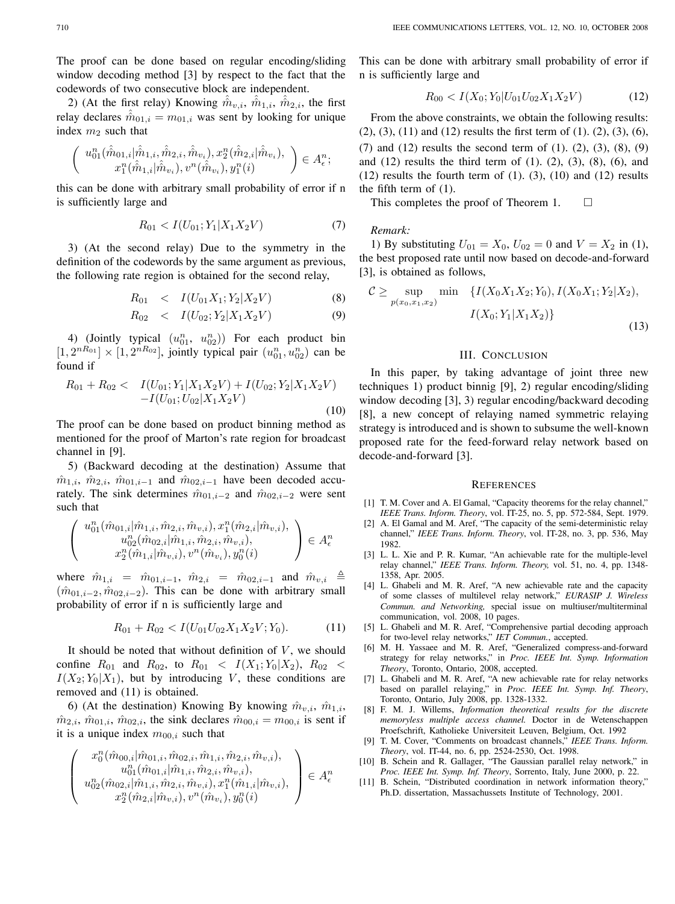The proof can be done based on regular encoding/sliding window decoding method [3] by respect to the fact that the codewords of two consecutive block are independent.

2) (At the first relay) Knowing $\hat{m}_{v,i}$, $\hat{m}_{1,i}$, $\hat{m}_{2,i}$, the first relay declares $\hat{m}_{01,i} = m_{01,i}$ was sent by looking for unique index $m_2$ such that

$$\left( \begin{array}{c} u_{01}^n(\hat{m}_{01,i}|\hat{m}_{1,i}, \hat{m}_{2,i}, \hat{m}_{v_i}), x_2^n(\hat{m}_{2,i}|\hat{m}_{v_i}), \\ x_1^n(\hat{m}_{1,i}|\hat{m}_{v_i}), v^n(\hat{m}_{v_i}), y_1^n(i) \end{array} \right) \in A_\epsilon^n;$$

this can be done with arbitrary small probability of error if n is sufficiently large and

$$R_{01} < I(U_{01}; Y_1|X_1X_2V) \tag{7}$$

3) (At the second relay) Due to the symmetry in the definition of the codewords by the same argument as previous, the following rate region is obtained for the second relay,

$$R_{01} < I(U_{01}X_1; Y_2|X_2V) \tag{8}$$

$$R_{02} < I(U_{02}; Y_2|X_1X_2V) \tag{9}$$

4) (Jointly typical $(u_{01}^n,\ u_{02}^n)$) For each product bin $[1, 2^{nR_{01}}] \times [1, 2^{nR_{02}}]$, jointly typical pair $(u_{01}^n, u_{02}^n)$ can be found if

$$R_{01} + R_{02} < \begin{array}{l} I(U_{01}; Y_1|X_1X_2V) + I(U_{02}; Y_2|X_1X_2V) \\ -I(U_{01}; U_{02}|X_1X_2V) \end{array} \tag{10}$$

The proof can be done based on product binning method as mentioned for the proof of Marton's rate region for broadcast channel in [9].

5) (Backward decoding at the destination) Assume that $\hat{m}_{1,i}$, $\hat{m}_{2,i}$, $\hat{m}_{01,i-1}$ and $\hat{m}_{02,i-1}$ have been decoded accurately. The sink determines $\hat{m}_{01,i-2}$ and $\hat{m}_{02,i-2}$ were sent such that

$$\left( \begin{array}{c} u_{01}^n(\hat{m}_{01,i}|\hat{m}_{1,i}, \hat{m}_{2,i}, \hat{m}_{v,i}), x_2^n(\hat{m}_{2,i}|\hat{m}_{v,i}), \\ u_{02}^n(\hat{m}_{02,i}|\hat{m}_{1,i}, \hat{m}_{2,i}, \hat{m}_{v,i}), \\ x_2^n(\hat{m}_{1,i}|\hat{m}_{v,i}), v^n(\hat{m}_{v_i}), y_0^n(i) \end{array} \right) \in A_\epsilon^n$$

where $\hat{m}_{1,i} = \hat{m}_{01,i-1}$, $\hat{m}_{2,i} = \hat{m}_{02,i-1}$ and $\hat{m}_{v,i} \triangleq (\hat{m}_{01,i-2}, \hat{m}_{02,i-2})$. This can be done with arbitrary small probability of error if n is sufficiently large and

$$R_{01} + R_{02} < I(U_{01}U_{02}X_1X_2V; Y_0). \tag{11}$$

It should be noted that without definition of $V$, we should confine $R_{01}$ and $R_{02}$, to $R_{01} < I(X_1; Y_0|X_2)$, $R_{02} < I(X_2; Y_0|X_1)$, but by introducing $V$, these conditions are removed and (11) is obtained.

6) (At the destination) Knowing By knowing $\hat{m}_{v,i}$, $\hat{m}_{1,i}$, $\hat{m}_{2,i}$, $\hat{m}_{01,i}$, $\hat{m}_{02,i}$, the sink declares $\hat{m}_{00,i} = m_{00,i}$ is sent if it is a unique index $m_{00,i}$ such that

$$\left( \begin{array}{c} x_0^n(\hat{m}_{00,i}|\hat{m}_{01,i}, \hat{m}_{02,i}, \hat{m}_{1,i}, \hat{m}_{2,i}, \hat{m}_{v,i}), \\ u_{01}^n(\hat{m}_{01,i}|\hat{m}_{1,i}, \hat{m}_{2,i}, \hat{m}_{v,i}), \\ u_{02}^n(\hat{m}_{02,i}|\hat{m}_{1,i}, \hat{m}_{2,i}, \hat{m}_{v,i}), x_1^n(\hat{m}_{1,i}|\hat{m}_{v,i}), \\ x_2^n(\hat{m}_{2,i}|\hat{m}_{v,i}), v^n(\hat{m}_{v_i}), y_0^n(i) \end{array} \right) \in A_\epsilon^n$$

This can be done with arbitrary small probability of error if n is sufficiently large and

$$R_{00} < I(X_0; Y_0|U_{01}U_{02}X_1X_2V) \tag{12}$$

From the above constraints, we obtain the following results: (2), (3), (11) and (12) results the first term of (1). (2), (3), (6), (7) and (12) results the second term of (1). (2), (3), (8), (9) and (12) results the third term of (1). (2), (3), (8), (6), and (12) results the fourth term of (1). (3), (10) and (12) results the fifth term of (1).

This completes the proof of Theorem 1. □

*Remark:*

1) By substituting $U_{01} = X_0$, $U_{02} = 0$ and $V = X_2$ in (1), the best proposed rate until now based on decode-and-forward [3], is obtained as follows,

$$\mathcal{C} \geq \sup_{p(x_0,x_1,x_2)} \min \quad \{I(X_0X_1X_2; Y_0), I(X_0X_1; Y_2|X_2), \\ I(X_0; Y_1|X_1X_2)\} \tag{13}$$

## III. Conclusion

In this paper, by taking advantage of joint three new techniques 1) product binnig [9], 2) regular encoding/sliding window decoding [3], 3) regular encoding/backward decoding [8], a new concept of relaying named symmetric relaying strategy is introduced and is shown to subsume the well-known proposed rate for the feed-forward relay network based on decode-and-forward [3].

## References

[1] T. M. Cover and A. El Gamal, "Capacity theorems for the relay channel," *IEEE Trans. Inform. Theory*, vol. IT-25, no. 5, pp. 572-584, Sept. 1979.

[2] A. El Gamal and M. Aref, "The capacity of the semi-deterministic relay channel," *IEEE Trans. Inform. Theory*, vol. IT-28, no. 3, pp. 536, May 1982.

[3] L. L. Xie and P. R. Kumar, "An achievable rate for the multiple-level relay channel," *IEEE Trans. Inform. Theory,* vol. 51, no. 4, pp. 1348-1358, Apr. 2005.

[4] L. Ghabeli and M. R. Aref, "A new achievable rate and the capacity of some classes of multilevel relay network," *EURASIP J. Wireless Commun. and Networking,* special issue on multiuser/multiterminal communication, vol. 2008, 10 pages.

[5] L. Ghabeli and M. R. Aref, "Comprehensive partial decoding approach for two-level relay networks," *IET Commun.*, accepted.

[6] M. H. Yassaee and M. R. Aref, "Generalized compress-and-forward strategy for relay networks," in *Proc. IEEE Int. Symp. Information Theory*, Toronto, Ontario, 2008, accepted.

[7] L. Ghabeli and M. R. Aref, "A new achievable rate for relay networks based on parallel relaying," in *Proc. IEEE Int. Symp. Inf. Theory*, Toronto, Ontario, July 2008, pp. 1328-1332.

[8] F. M. J. Willems, *Information theoretical results for the discrete memoryless multiple access channel.* Doctor in de Wetenschappen Proefschrift, Katholieke Universiteit Leuven, Belgium, Oct. 1992

[9] T. M. Cover, "Comments on broadcast channels," *IEEE Trans. Inform. Theory*, vol. IT-44, no. 6, pp. 2524-2530, Oct. 1998.

[10] B. Schein and R. Gallager, "The Gaussian parallel relay network," in *Proc. IEEE Int. Symp. Inf. Theory*, Sorrento, Italy, June 2000, p. 22.

[11] B. Schein, "Distributed coordination in network information theory," Ph.D. dissertation, Massachussets Institute of Technology, 2001.